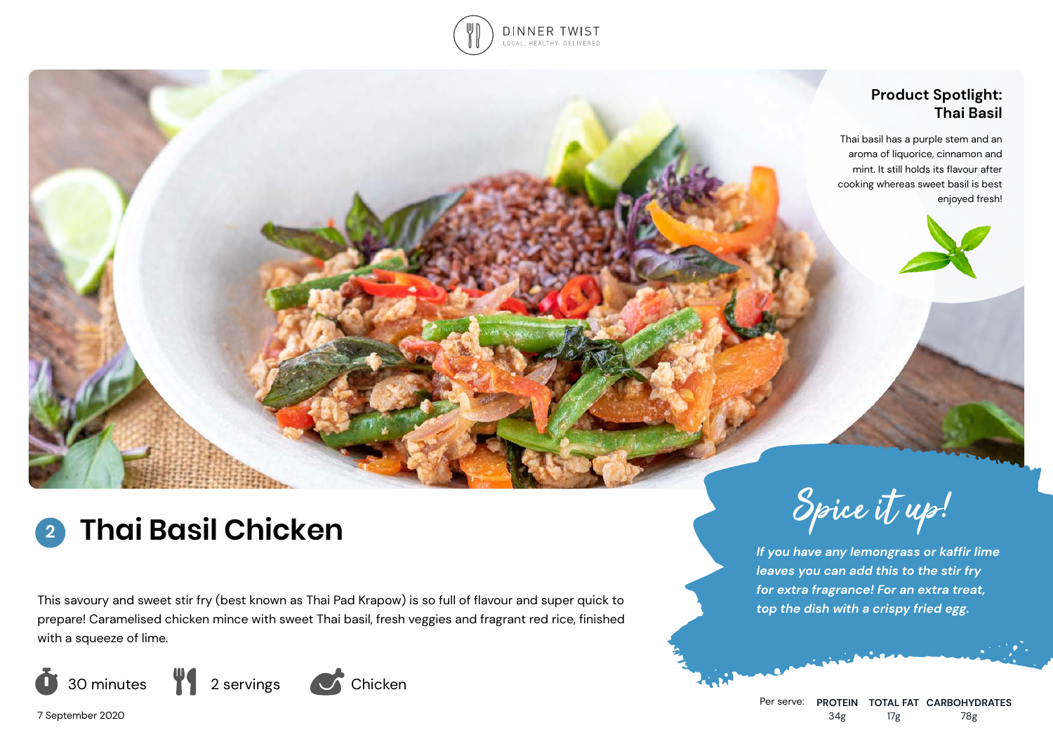DINNER TWIST
LOCAL, HEALTHY, DELIVERED

## Product Spotlight: Thai Basil

Thai basil has a purple stem and an aroma of liquorice, cinnamon and mint. It still holds its flavour after cooking whereas sweet basil is best enjoyed fresh!

# 2 Thai Basil Chicken

This savoury and sweet stir fry (best known as Thai Pad Krapow) is so full of flavour and super quick to prepare! Caramelised chicken mince with sweet Thai basil, fresh veggies and fragrant red rice, finished with a squeeze of lime.

30 minutes | 2 servings | Chicken

7 September 2020

## Spice it up!

*If you have any lemongrass or kaffir lime leaves you can add this to the stir fry for extra fragrance! For an extra treat, top the dish with a crispy fried egg.*

| Per serve: | PROTEIN | TOTAL FAT | CARBOHYDRATES |
|---|---|---|---|
| | 34g | 17g | 78g |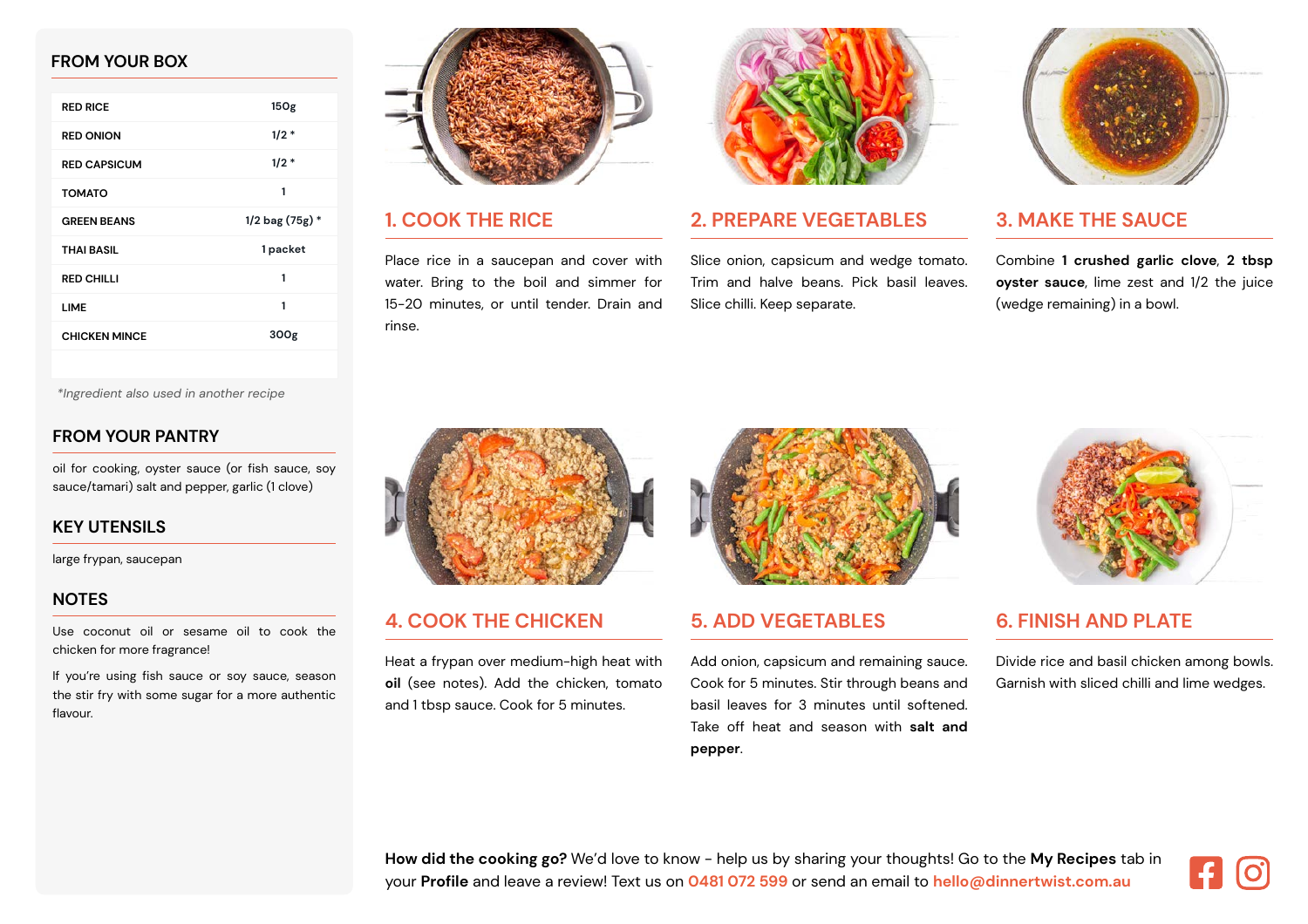## FROM YOUR BOX

| | |
|---|---|
| RED RICE | 150g |
| RED ONION | 1/2 * |
| RED CAPSICUM | 1/2 * |
| TOMATO | 1 |
| GREEN BEANS | 1/2 bag (75g) * |
| THAI BASIL | 1 packet |
| RED CHILLI | 1 |
| LIME | 1 |
| CHICKEN MINCE | 300g |

*\*Ingredient also used in another recipe*

## FROM YOUR PANTRY

oil for cooking, oyster sauce (or fish sauce, soy sauce/tamari) salt and pepper, garlic (1 clove)

## KEY UTENSILS

large frypan, saucepan

## NOTES

Use coconut oil or sesame oil to cook the chicken for more fragrance!

If you're using fish sauce or soy sauce, season the stir fry with some sugar for a more authentic flavour.

## 1. COOK THE RICE

Place rice in a saucepan and cover with water. Bring to the boil and simmer for 15-20 minutes, or until tender. Drain and rinse.

## 2. PREPARE VEGETABLES

Slice onion, capsicum and wedge tomato. Trim and halve beans. Pick basil leaves. Slice chilli. Keep separate.

## 3. MAKE THE SAUCE

Combine **1 crushed garlic clove**, **2 tbsp oyster sauce**, lime zest and 1/2 the juice (wedge remaining) in a bowl.

## 4. COOK THE CHICKEN

Heat a frypan over medium-high heat with **oil** (see notes). Add the chicken, tomato and 1 tbsp sauce. Cook for 5 minutes.

## 5. ADD VEGETABLES

Add onion, capsicum and remaining sauce. Cook for 5 minutes. Stir through beans and basil leaves for 3 minutes until softened. Take off heat and season with **salt and pepper**.

## 6. FINISH AND PLATE

Divide rice and basil chicken among bowls. Garnish with sliced chilli and lime wedges.

**How did the cooking go?** We'd love to know - help us by sharing your thoughts! Go to the **My Recipes** tab in your **Profile** and leave a review! Text us on 0481 072 599 or send an email to hello@dinnertwist.com.au